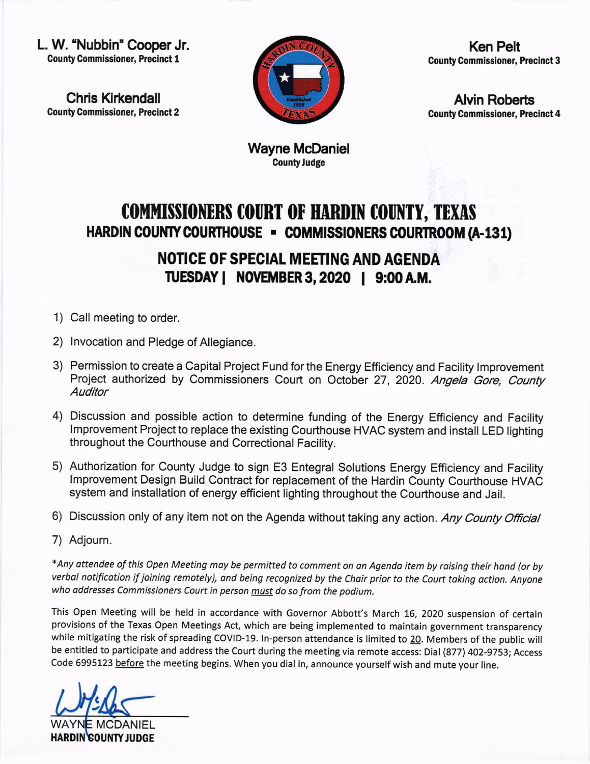**L. W. "Nubbin" Cooper Jr.**
County Commissioner, Precinct 1

**Chris Kirkendall**
County Commissioner, Precinct 2

**Ken Pelt**
County Commissioner, Precinct 3

**Alvin Roberts**
County Commissioner, Precinct 4

**Wayne McDaniel**
County Judge

# COMMISSIONERS COURT OF HARDIN COUNTY, TEXAS

## HARDIN COUNTY COURTHOUSE ▪ COMMISSIONERS COURTROOM (A-131)

## NOTICE OF SPECIAL MEETING AND AGENDA

### TUESDAY | NOVEMBER 3, 2020 | 9:00 A.M.

1) Call meeting to order.
2) Invocation and Pledge of Allegiance.
3) Permission to create a Capital Project Fund for the Energy Efficiency and Facility Improvement Project authorized by Commissioners Court on October 27, 2020. *Angela Gore, County Auditor*
4) Discussion and possible action to determine funding of the Energy Efficiency and Facility Improvement Project to replace the existing Courthouse HVAC system and install LED lighting throughout the Courthouse and Correctional Facility.
5) Authorization for County Judge to sign E3 Entegral Solutions Energy Efficiency and Facility Improvement Design Build Contract for replacement of the Hardin County Courthouse HVAC system and installation of energy efficient lighting throughout the Courthouse and Jail.
6) Discussion only of any item not on the Agenda without taking any action. *Any County Official*
7) Adjourn.

**Any attendee of this Open Meeting may be permitted to comment on an Agenda item by raising their hand (or by verbal notification if joining remotely), and being recognized by the Chair prior to the Court taking action. Anyone who addresses Commissioners Court in person* ***must*** *do so from the podium.*

This Open Meeting will be held in accordance with Governor Abbott's March 16, 2020 suspension of certain provisions of the Texas Open Meetings Act, which are being implemented to maintain government transparency while mitigating the risk of spreading COVID-19. In-person attendance is limited to 20. Members of the public will be entitled to participate and address the Court during the meeting via remote access: Dial (877) 402-9753; Access Code 6995123 before the meeting begins. When you dial in, announce yourself wish and mute your line.

WAYNE MCDANIEL
**HARDIN COUNTY JUDGE**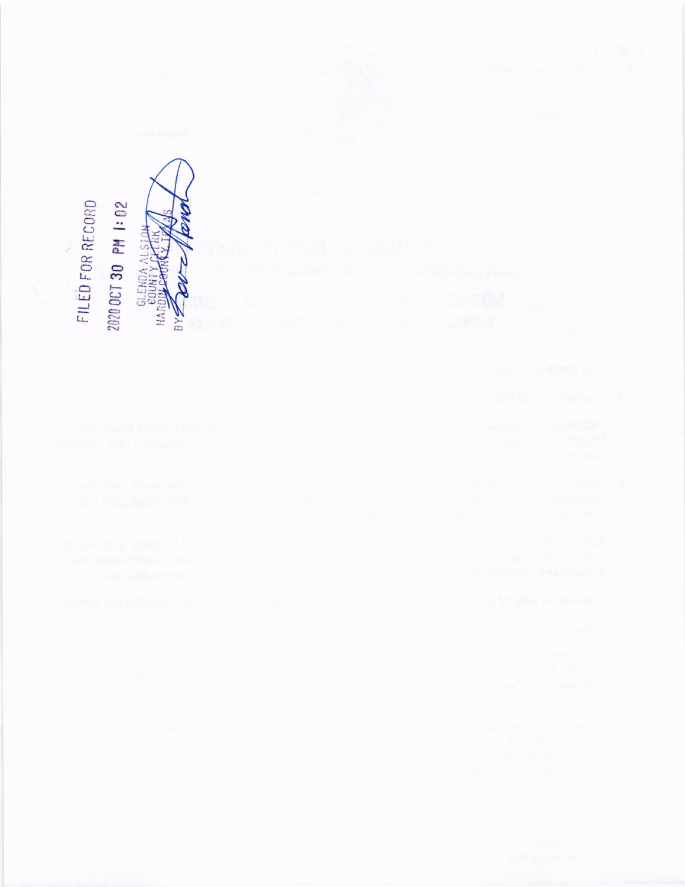FILED FOR RECORD

2020 OCT 30 PM 1:02

GLENDA ALSTON
COUNTY CLERK
HARDIN COUNTY, TEXAS
BY